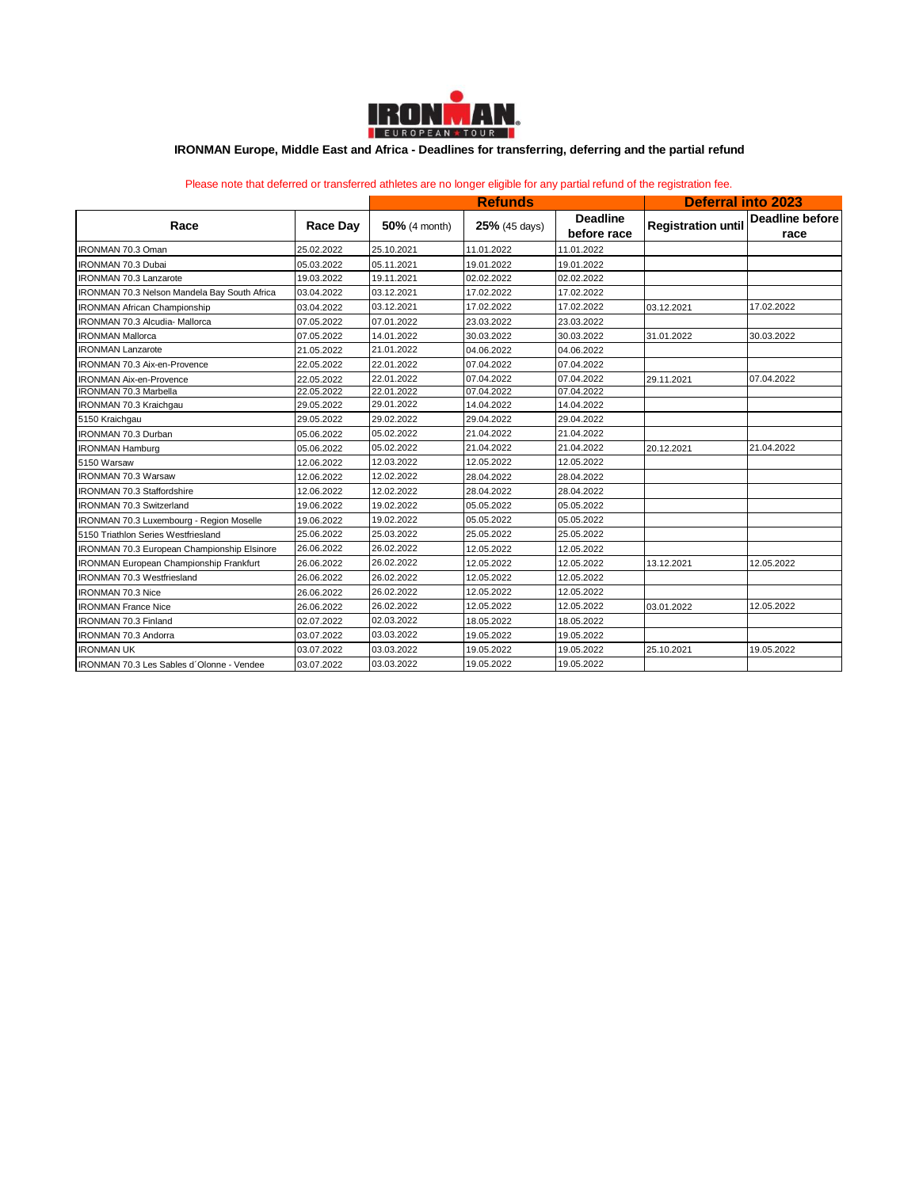## IRONMAN Europe, Middle East and Africa - Deadlines for transferring, deferring and the partial refund

Please note that deferred or transferred athletes are no longer eligible for any partial refund of the registration fee.

| Race | Race Day | Refunds | | | Deferral into 2023 | |
|---|---|---|---|---|---|---|
| | | **50%** (4 month) | **25%** (45 days) | **Deadline before race** | **Registration until** | **Deadline before race** |
| IRONMAN 70.3 Oman | 25.02.2022 | 25.10.2021 | 11.01.2022 | 11.01.2022 | | |
| IRONMAN 70.3 Dubai | 05.03.2022 | 05.11.2021 | 19.01.2022 | 19.01.2022 | | |
| IRONMAN 70.3 Lanzarote | 19.03.2022 | 19.11.2021 | 02.02.2022 | 02.02.2022 | | |
| IRONMAN 70.3 Nelson Mandela Bay South Africa | 03.04.2022 | 03.12.2021 | 17.02.2022 | 17.02.2022 | | |
| IRONMAN African Championship | 03.04.2022 | 03.12.2021 | 17.02.2022 | 17.02.2022 | 03.12.2021 | 17.02.2022 |
| IRONMAN 70.3 Alcudia- Mallorca | 07.05.2022 | 07.01.2022 | 23.03.2022 | 23.03.2022 | | |
| IRONMAN Mallorca | 07.05.2022 | 14.01.2022 | 30.03.2022 | 30.03.2022 | 31.01.2022 | 30.03.2022 |
| IRONMAN Lanzarote | 21.05.2022 | 21.01.2022 | 04.06.2022 | 04.06.2022 | | |
| IRONMAN 70.3 Aix-en-Provence | 22.05.2022 | 22.01.2022 | 07.04.2022 | 07.04.2022 | | |
| IRONMAN Aix-en-Provence | 22.05.2022 | 22.01.2022 | 07.04.2022 | 07.04.2022 | 29.11.2021 | 07.04.2022 |
| IRONMAN 70.3 Marbella | 22.05.2022 | 22.01.2022 | 07.04.2022 | 07.04.2022 | | |
| IRONMAN 70.3 Kraichgau | 29.05.2022 | 29.01.2022 | 14.04.2022 | 14.04.2022 | | |
| 5150 Kraichgau | 29.05.2022 | 29.02.2022 | 29.04.2022 | 29.04.2022 | | |
| IRONMAN 70.3 Durban | 05.06.2022 | 05.02.2022 | 21.04.2022 | 21.04.2022 | | |
| IRONMAN Hamburg | 05.06.2022 | 05.02.2022 | 21.04.2022 | 21.04.2022 | 20.12.2021 | 21.04.2022 |
| 5150 Warsaw | 12.06.2022 | 12.03.2022 | 12.05.2022 | 12.05.2022 | | |
| IRONMAN 70.3 Warsaw | 12.06.2022 | 12.02.2022 | 28.04.2022 | 28.04.2022 | | |
| IRONMAN 70.3 Staffordshire | 12.06.2022 | 12.02.2022 | 28.04.2022 | 28.04.2022 | | |
| IRONMAN 70.3 Switzerland | 19.06.2022 | 19.02.2022 | 05.05.2022 | 05.05.2022 | | |
| IRONMAN 70.3 Luxembourg - Region Moselle | 19.06.2022 | 19.02.2022 | 05.05.2022 | 05.05.2022 | | |
| 5150 Triathlon Series Westfriesland | 25.06.2022 | 25.03.2022 | 25.05.2022 | 25.05.2022 | | |
| IRONMAN 70.3 European Championship Elsinore | 26.06.2022 | 26.02.2022 | 12.05.2022 | 12.05.2022 | | |
| IRONMAN European Championship Frankfurt | 26.06.2022 | 26.02.2022 | 12.05.2022 | 12.05.2022 | 13.12.2021 | 12.05.2022 |
| IRONMAN 70.3 Westfriesland | 26.06.2022 | 26.02.2022 | 12.05.2022 | 12.05.2022 | | |
| IRONMAN 70.3 Nice | 26.06.2022 | 26.02.2022 | 12.05.2022 | 12.05.2022 | | |
| IRONMAN France Nice | 26.06.2022 | 26.02.2022 | 12.05.2022 | 12.05.2022 | 03.01.2022 | 12.05.2022 |
| IRONMAN 70.3 Finland | 02.07.2022 | 02.03.2022 | 18.05.2022 | 18.05.2022 | | |
| IRONMAN 70.3 Andorra | 03.07.2022 | 03.03.2022 | 19.05.2022 | 19.05.2022 | | |
| IRONMAN UK | 03.07.2022 | 03.03.2022 | 19.05.2022 | 19.05.2022 | 25.10.2021 | 19.05.2022 |
| IRONMAN 70.3 Les Sables d´Olonne - Vendee | 03.07.2022 | 03.03.2022 | 19.05.2022 | 19.05.2022 | | |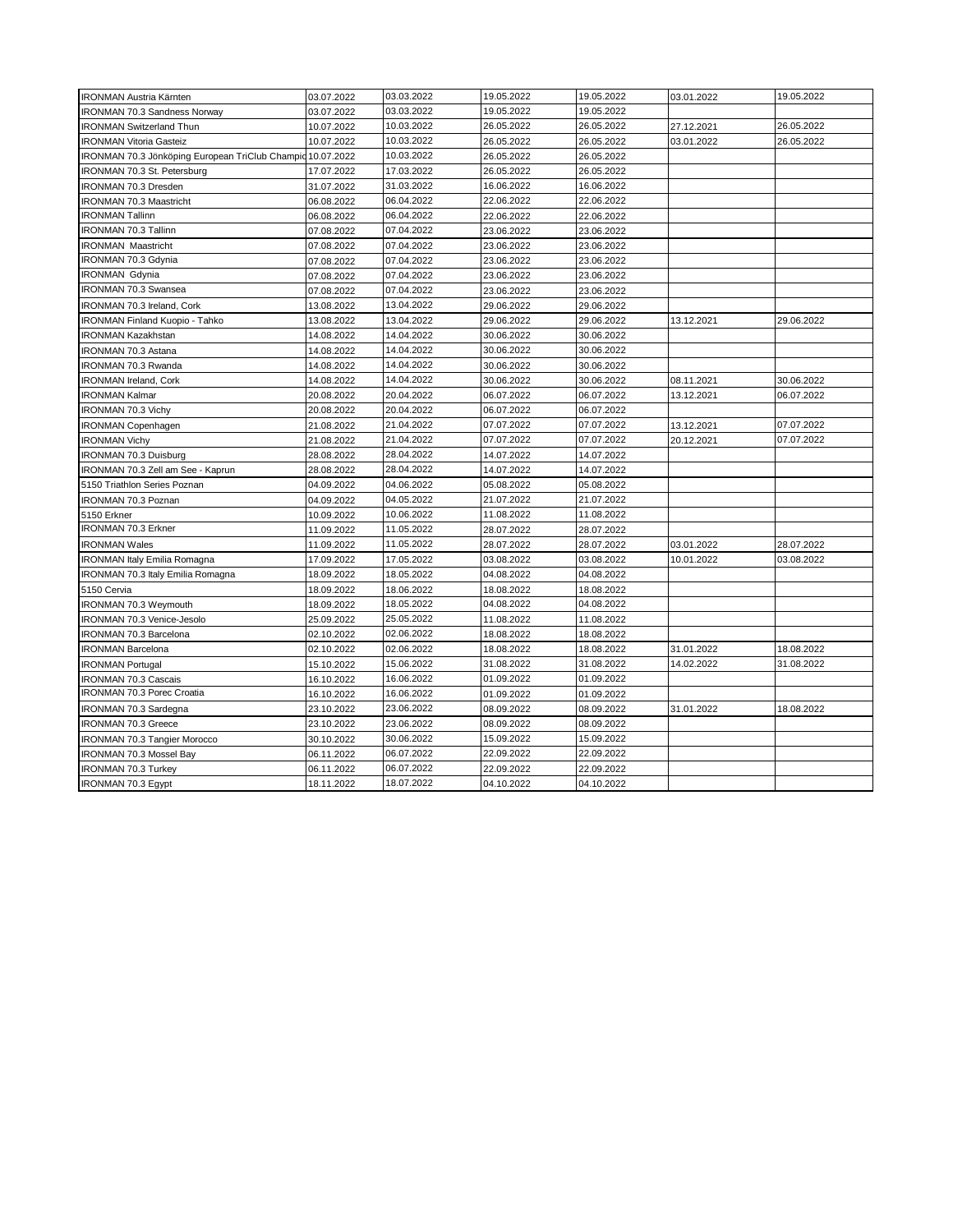| | | | | | | |
|---|---|---|---|---|---|---|
| IRONMAN Austria Kärnten | 03.07.2022 | 03.03.2022 | 19.05.2022 | 19.05.2022 | 03.01.2022 | 19.05.2022 |
| IRONMAN 70.3 Sandness Norway | 03.07.2022 | 03.03.2022 | 19.05.2022 | 19.05.2022 | | |
| IRONMAN Switzerland Thun | 10.07.2022 | 10.03.2022 | 26.05.2022 | 26.05.2022 | 27.12.2021 | 26.05.2022 |
| IRONMAN Vitoria Gasteiz | 10.07.2022 | 10.03.2022 | 26.05.2022 | 26.05.2022 | 03.01.2022 | 26.05.2022 |
| IRONMAN 70.3 Jönköping European TriClub Champio | 10.07.2022 | 10.03.2022 | 26.05.2022 | 26.05.2022 | | |
| IRONMAN 70.3 St. Petersburg | 17.07.2022 | 17.03.2022 | 26.05.2022 | 26.05.2022 | | |
| IRONMAN 70.3 Dresden | 31.07.2022 | 31.03.2022 | 16.06.2022 | 16.06.2022 | | |
| IRONMAN 70.3 Maastricht | 06.08.2022 | 06.04.2022 | 22.06.2022 | 22.06.2022 | | |
| IRONMAN Tallinn | 06.08.2022 | 06.04.2022 | 22.06.2022 | 22.06.2022 | | |
| IRONMAN 70.3 Tallinn | 07.08.2022 | 07.04.2022 | 23.06.2022 | 23.06.2022 | | |
| IRONMAN Maastricht | 07.08.2022 | 07.04.2022 | 23.06.2022 | 23.06.2022 | | |
| IRONMAN 70.3 Gdynia | 07.08.2022 | 07.04.2022 | 23.06.2022 | 23.06.2022 | | |
| IRONMAN Gdynia | 07.08.2022 | 07.04.2022 | 23.06.2022 | 23.06.2022 | | |
| IRONMAN 70.3 Swansea | 07.08.2022 | 07.04.2022 | 23.06.2022 | 23.06.2022 | | |
| IRONMAN 70.3 Ireland, Cork | 13.08.2022 | 13.04.2022 | 29.06.2022 | 29.06.2022 | | |
| IRONMAN Finland Kuopio - Tahko | 13.08.2022 | 13.04.2022 | 29.06.2022 | 29.06.2022 | 13.12.2021 | 29.06.2022 |
| IRONMAN Kazakhstan | 14.08.2022 | 14.04.2022 | 30.06.2022 | 30.06.2022 | | |
| IRONMAN 70.3 Astana | 14.08.2022 | 14.04.2022 | 30.06.2022 | 30.06.2022 | | |
| IRONMAN 70.3 Rwanda | 14.08.2022 | 14.04.2022 | 30.06.2022 | 30.06.2022 | | |
| IRONMAN Ireland, Cork | 14.08.2022 | 14.04.2022 | 30.06.2022 | 30.06.2022 | 08.11.2021 | 30.06.2022 |
| IRONMAN Kalmar | 20.08.2022 | 20.04.2022 | 06.07.2022 | 06.07.2022 | 13.12.2021 | 06.07.2022 |
| IRONMAN 70.3 Vichy | 20.08.2022 | 20.04.2022 | 06.07.2022 | 06.07.2022 | | |
| IRONMAN Copenhagen | 21.08.2022 | 21.04.2022 | 07.07.2022 | 07.07.2022 | 13.12.2021 | 07.07.2022 |
| IRONMAN Vichy | 21.08.2022 | 21.04.2022 | 07.07.2022 | 07.07.2022 | 20.12.2021 | 07.07.2022 |
| IRONMAN 70.3 Duisburg | 28.08.2022 | 28.04.2022 | 14.07.2022 | 14.07.2022 | | |
| IRONMAN 70.3 Zell am See - Kaprun | 28.08.2022 | 28.04.2022 | 14.07.2022 | 14.07.2022 | | |
| 5150 Triathlon Series Poznan | 04.09.2022 | 04.06.2022 | 05.08.2022 | 05.08.2022 | | |
| IRONMAN 70.3 Poznan | 04.09.2022 | 04.05.2022 | 21.07.2022 | 21.07.2022 | | |
| 5150 Erkner | 10.09.2022 | 10.06.2022 | 11.08.2022 | 11.08.2022 | | |
| IRONMAN 70.3 Erkner | 11.09.2022 | 11.05.2022 | 28.07.2022 | 28.07.2022 | | |
| IRONMAN Wales | 11.09.2022 | 11.05.2022 | 28.07.2022 | 28.07.2022 | 03.01.2022 | 28.07.2022 |
| IRONMAN Italy Emilia Romagna | 17.09.2022 | 17.05.2022 | 03.08.2022 | 03.08.2022 | 10.01.2022 | 03.08.2022 |
| IRONMAN 70.3 Italy Emilia Romagna | 18.09.2022 | 18.05.2022 | 04.08.2022 | 04.08.2022 | | |
| 5150 Cervia | 18.09.2022 | 18.06.2022 | 18.08.2022 | 18.08.2022 | | |
| IRONMAN 70.3 Weymouth | 18.09.2022 | 18.05.2022 | 04.08.2022 | 04.08.2022 | | |
| IRONMAN 70.3 Venice-Jesolo | 25.09.2022 | 25.05.2022 | 11.08.2022 | 11.08.2022 | | |
| IRONMAN 70.3 Barcelona | 02.10.2022 | 02.06.2022 | 18.08.2022 | 18.08.2022 | | |
| IRONMAN Barcelona | 02.10.2022 | 02.06.2022 | 18.08.2022 | 18.08.2022 | 31.01.2022 | 18.08.2022 |
| IRONMAN Portugal | 15.10.2022 | 15.06.2022 | 31.08.2022 | 31.08.2022 | 14.02.2022 | 31.08.2022 |
| IRONMAN 70.3 Cascais | 16.10.2022 | 16.06.2022 | 01.09.2022 | 01.09.2022 | | |
| IRONMAN 70.3 Porec Croatia | 16.10.2022 | 16.06.2022 | 01.09.2022 | 01.09.2022 | | |
| IRONMAN 70.3 Sardegna | 23.10.2022 | 23.06.2022 | 08.09.2022 | 08.09.2022 | 31.01.2022 | 18.08.2022 |
| IRONMAN 70.3 Greece | 23.10.2022 | 23.06.2022 | 08.09.2022 | 08.09.2022 | | |
| IRONMAN 70.3 Tangier Morocco | 30.10.2022 | 30.06.2022 | 15.09.2022 | 15.09.2022 | | |
| IRONMAN 70.3 Mossel Bay | 06.11.2022 | 06.07.2022 | 22.09.2022 | 22.09.2022 | | |
| IRONMAN 70.3 Turkey | 06.11.2022 | 06.07.2022 | 22.09.2022 | 22.09.2022 | | |
| IRONMAN 70.3 Egypt | 18.11.2022 | 18.07.2022 | 04.10.2022 | 04.10.2022 | | |